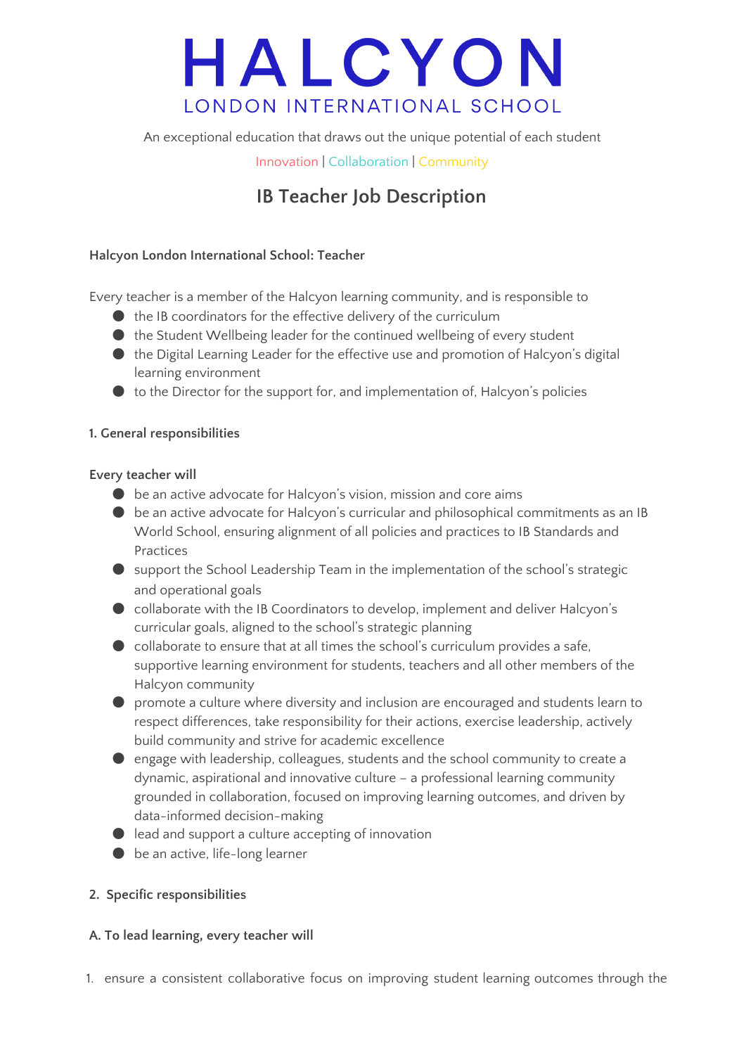# HALCYON

LONDON INTERNATIONAL SCHOOL

An exceptional education that draws out the unique potential of each student

Innovation | Collaboration | Community

## IB Teacher Job Description

**Halcyon London International School: Teacher**

Every teacher is a member of the Halcyon learning community, and is responsible to

- the IB coordinators for the effective delivery of the curriculum
- the Student Wellbeing leader for the continued wellbeing of every student
- the Digital Learning Leader for the effective use and promotion of Halcyon's digital learning environment
- to the Director for the support for, and implementation of, Halcyon's policies

### 1. General responsibilities

**Every teacher will**

- be an active advocate for Halcyon's vision, mission and core aims
- be an active advocate for Halcyon's curricular and philosophical commitments as an IB World School, ensuring alignment of all policies and practices to IB Standards and Practices
- support the School Leadership Team in the implementation of the school's strategic and operational goals
- collaborate with the IB Coordinators to develop, implement and deliver Halcyon's curricular goals, aligned to the school's strategic planning
- collaborate to ensure that at all times the school's curriculum provides a safe, supportive learning environment for students, teachers and all other members of the Halcyon community
- promote a culture where diversity and inclusion are encouraged and students learn to respect differences, take responsibility for their actions, exercise leadership, actively build community and strive for academic excellence
- engage with leadership, colleagues, students and the school community to create a dynamic, aspirational and innovative culture – a professional learning community grounded in collaboration, focused on improving learning outcomes, and driven by data-informed decision-making
- lead and support a culture accepting of innovation
- be an active, life-long learner

### 2. Specific responsibilities

**A. To lead learning, every teacher will**

1. ensure a consistent collaborative focus on improving student learning outcomes through the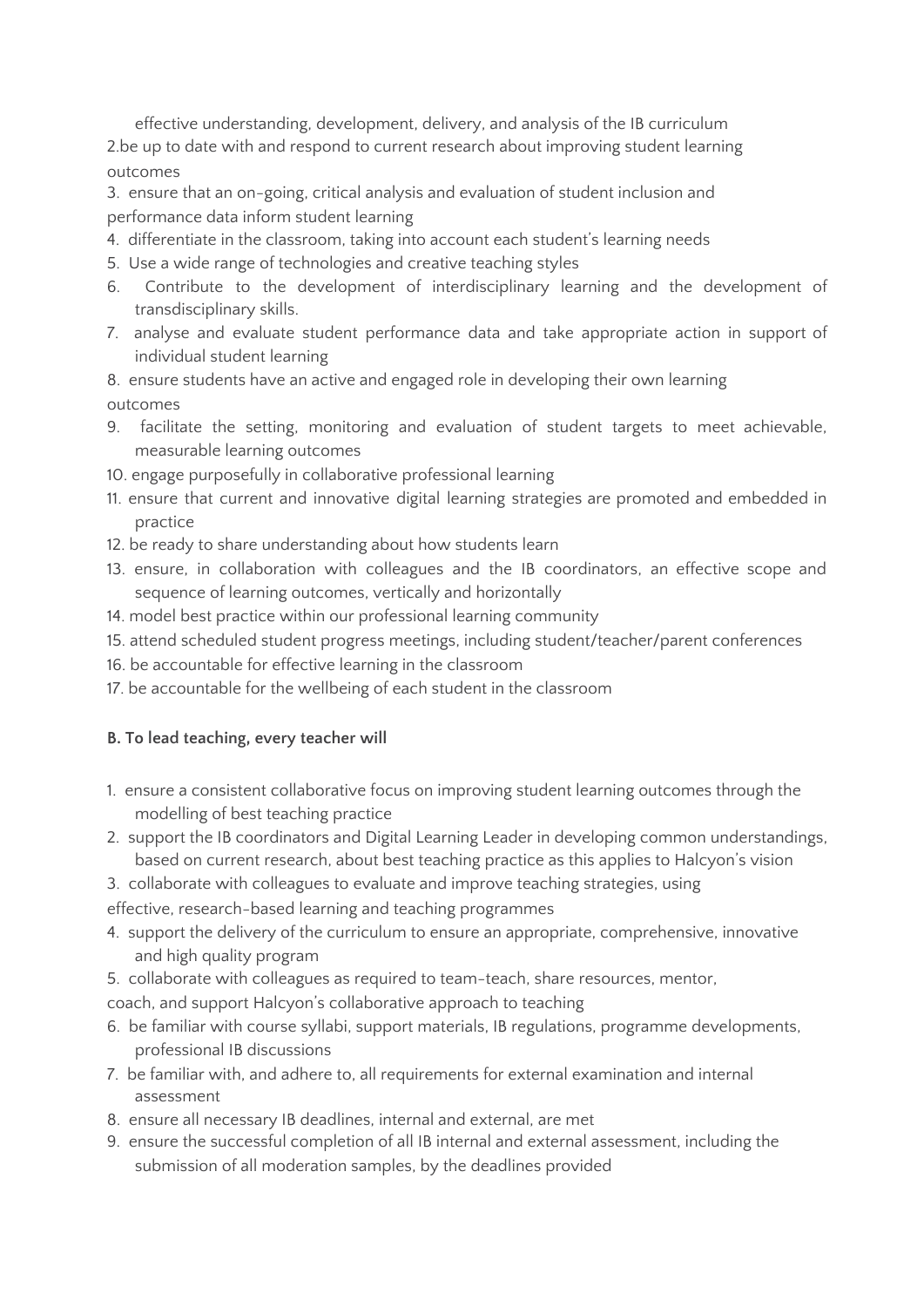effective understanding, development, delivery, and analysis of the IB curriculum

2. be up to date with and respond to current research about improving student learning outcomes
3. ensure that an on-going, critical analysis and evaluation of student inclusion and performance data inform student learning
4. differentiate in the classroom, taking into account each student's learning needs
5. Use a wide range of technologies and creative teaching styles
6. Contribute to the development of interdisciplinary learning and the development of transdisciplinary skills.
7. analyse and evaluate student performance data and take appropriate action in support of individual student learning
8. ensure students have an active and engaged role in developing their own learning outcomes
9. facilitate the setting, monitoring and evaluation of student targets to meet achievable, measurable learning outcomes
10. engage purposefully in collaborative professional learning
11. ensure that current and innovative digital learning strategies are promoted and embedded in practice
12. be ready to share understanding about how students learn
13. ensure, in collaboration with colleagues and the IB coordinators, an effective scope and sequence of learning outcomes, vertically and horizontally
14. model best practice within our professional learning community
15. attend scheduled student progress meetings, including student/teacher/parent conferences
16. be accountable for effective learning in the classroom
17. be accountable for the wellbeing of each student in the classroom

**B. To lead teaching, every teacher will**

1. ensure a consistent collaborative focus on improving student learning outcomes through the modelling of best teaching practice
2. support the IB coordinators and Digital Learning Leader in developing common understandings, based on current research, about best teaching practice as this applies to Halcyon's vision
3. collaborate with colleagues to evaluate and improve teaching strategies, using effective, research-based learning and teaching programmes
4. support the delivery of the curriculum to ensure an appropriate, comprehensive, innovative and high quality program
5. collaborate with colleagues as required to team-teach, share resources, mentor, coach, and support Halcyon's collaborative approach to teaching
6. be familiar with course syllabi, support materials, IB regulations, programme developments, professional IB discussions
7. be familiar with, and adhere to, all requirements for external examination and internal assessment
8. ensure all necessary IB deadlines, internal and external, are met
9. ensure the successful completion of all IB internal and external assessment, including the submission of all moderation samples, by the deadlines provided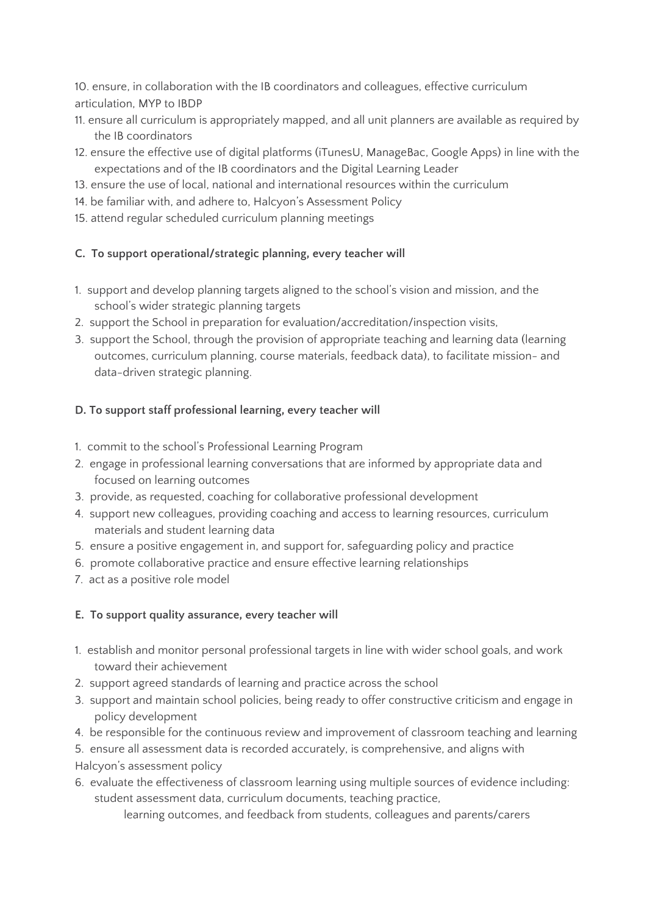10. ensure, in collaboration with the IB coordinators and colleagues, effective curriculum articulation, MYP to IBDP
11. ensure all curriculum is appropriately mapped, and all unit planners are available as required by the IB coordinators
12. ensure the effective use of digital platforms (iTunesU, ManageBac, Google Apps) in line with the expectations and of the IB coordinators and the Digital Learning Leader
13. ensure the use of local, national and international resources within the curriculum
14. be familiar with, and adhere to, Halcyon's Assessment Policy
15. attend regular scheduled curriculum planning meetings

**C. To support operational/strategic planning, every teacher will**

1. support and develop planning targets aligned to the school's vision and mission, and the school's wider strategic planning targets
2. support the School in preparation for evaluation/accreditation/inspection visits,
3. support the School, through the provision of appropriate teaching and learning data (learning outcomes, curriculum planning, course materials, feedback data), to facilitate mission- and data-driven strategic planning.

**D. To support staff professional learning, every teacher will**

1. commit to the school's Professional Learning Program
2. engage in professional learning conversations that are informed by appropriate data and focused on learning outcomes
3. provide, as requested, coaching for collaborative professional development
4. support new colleagues, providing coaching and access to learning resources, curriculum materials and student learning data
5. ensure a positive engagement in, and support for, safeguarding policy and practice
6. promote collaborative practice and ensure effective learning relationships
7. act as a positive role model

**E. To support quality assurance, every teacher will**

1. establish and monitor personal professional targets in line with wider school goals, and work toward their achievement
2. support agreed standards of learning and practice across the school
3. support and maintain school policies, being ready to offer constructive criticism and engage in policy development
4. be responsible for the continuous review and improvement of classroom teaching and learning
5. ensure all assessment data is recorded accurately, is comprehensive, and aligns with Halcyon's assessment policy
6. evaluate the effectiveness of classroom learning using multiple sources of evidence including: student assessment data, curriculum documents, teaching practice, learning outcomes, and feedback from students, colleagues and parents/carers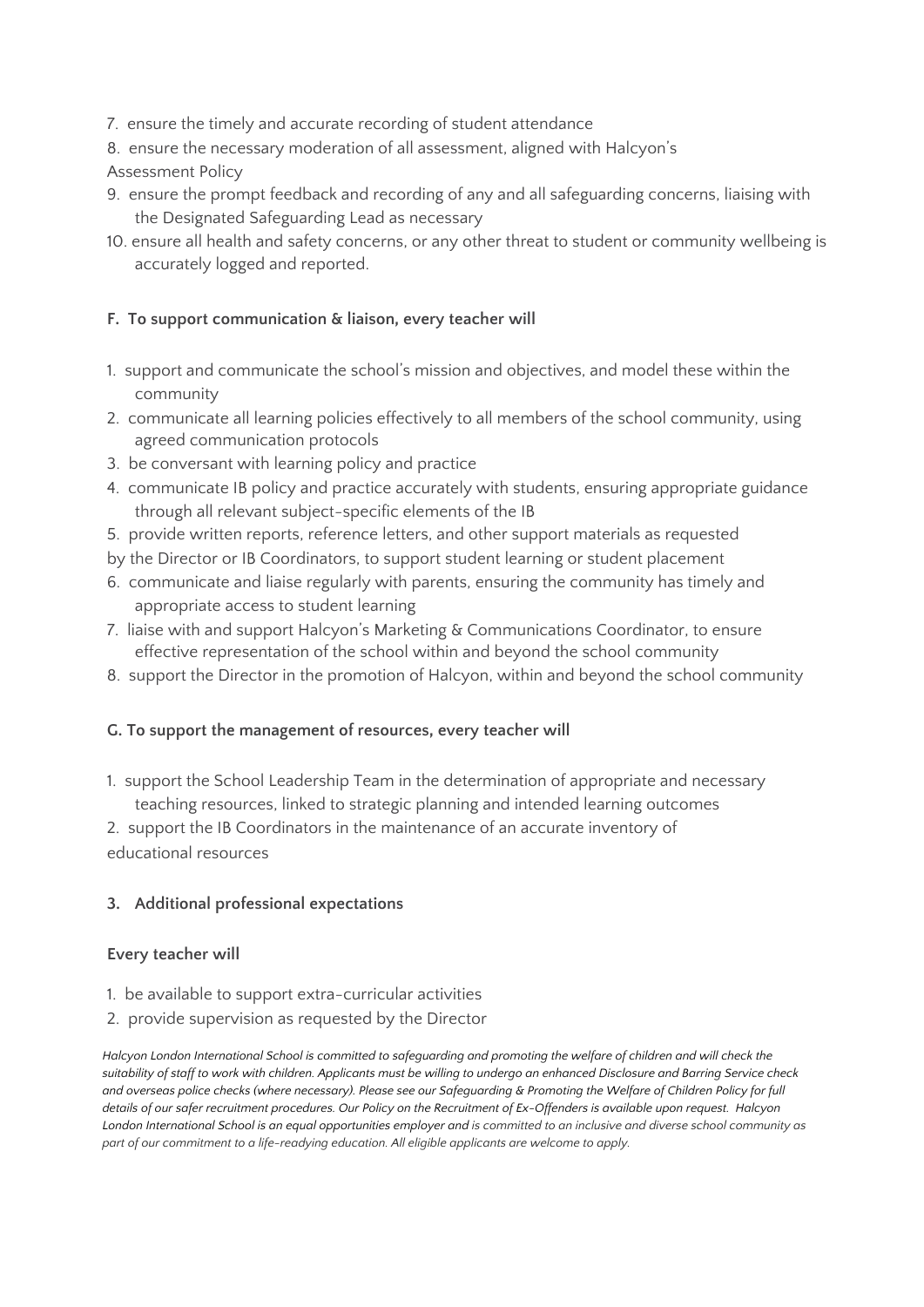7. ensure the timely and accurate recording of student attendance
8. ensure the necessary moderation of all assessment, aligned with Halcyon's Assessment Policy
9. ensure the prompt feedback and recording of any and all safeguarding concerns, liaising with the Designated Safeguarding Lead as necessary
10. ensure all health and safety concerns, or any other threat to student or community wellbeing is accurately logged and reported.

**F. To support communication & liaison, every teacher will**

1. support and communicate the school's mission and objectives, and model these within the community
2. communicate all learning policies effectively to all members of the school community, using agreed communication protocols
3. be conversant with learning policy and practice
4. communicate IB policy and practice accurately with students, ensuring appropriate guidance through all relevant subject-specific elements of the IB
5. provide written reports, reference letters, and other support materials as requested by the Director or IB Coordinators, to support student learning or student placement
6. communicate and liaise regularly with parents, ensuring the community has timely and appropriate access to student learning
7. liaise with and support Halcyon's Marketing & Communications Coordinator, to ensure effective representation of the school within and beyond the school community
8. support the Director in the promotion of Halcyon, within and beyond the school community

**G. To support the management of resources, every teacher will**

1. support the School Leadership Team in the determination of appropriate and necessary teaching resources, linked to strategic planning and intended learning outcomes
2. support the IB Coordinators in the maintenance of an accurate inventory of educational resources

**3. Additional professional expectations**

**Every teacher will**

1. be available to support extra-curricular activities
2. provide supervision as requested by the Director

*Halcyon London International School is committed to safeguarding and promoting the welfare of children and will check the suitability of staff to work with children. Applicants must be willing to undergo an enhanced Disclosure and Barring Service check and overseas police checks (where necessary). Please see our Safeguarding & Promoting the Welfare of Children Policy for full details of our safer recruitment procedures. Our Policy on the Recruitment of Ex-Offenders is available upon request. Halcyon London International School is an equal opportunities employer and is committed to an inclusive and diverse school community as part of our commitment to a life-readying education. All eligible applicants are welcome to apply.*